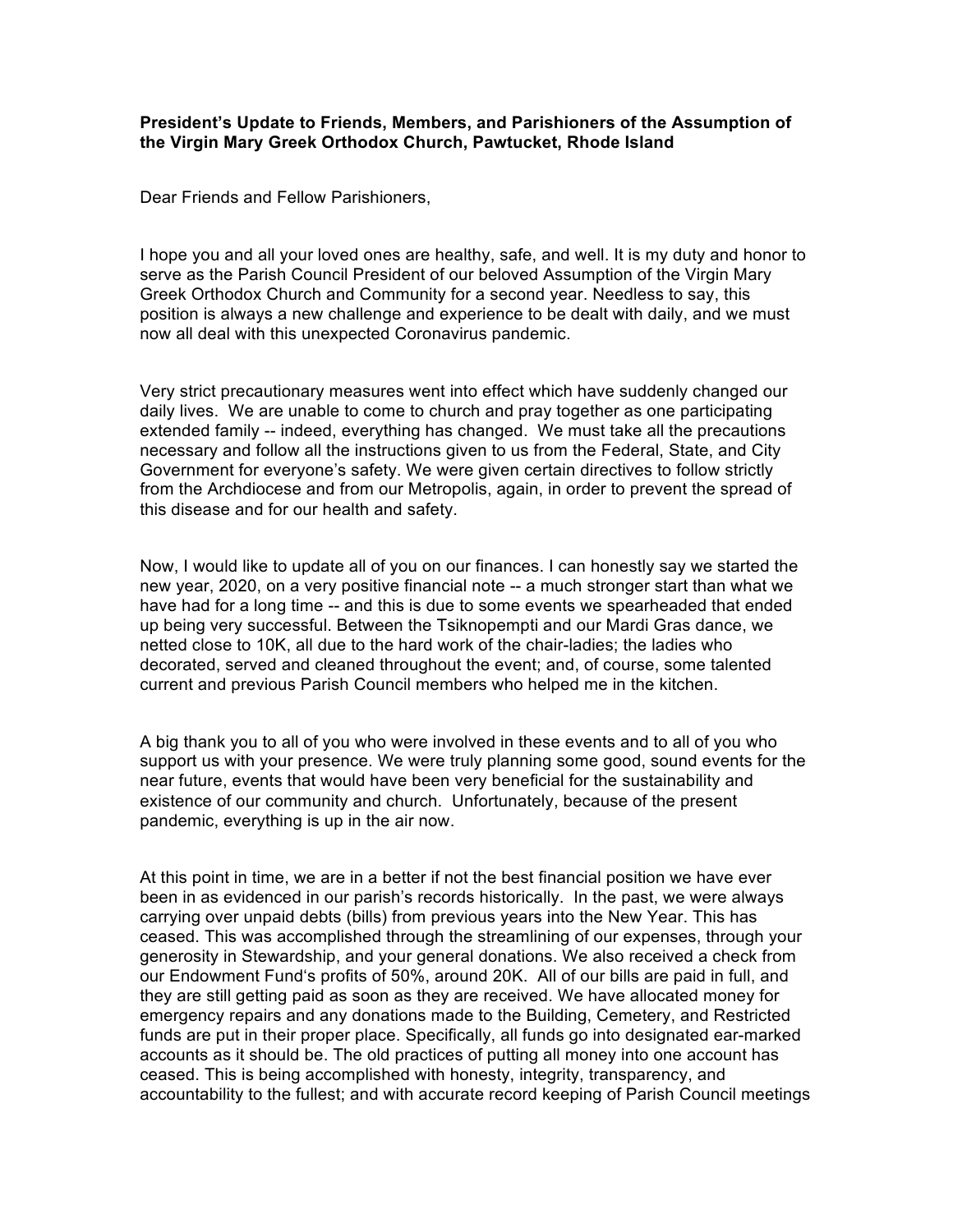**President's Update to Friends, Members, and Parishioners of the Assumption of the Virgin Mary Greek Orthodox Church, Pawtucket, Rhode Island**

Dear Friends and Fellow Parishioners,

I hope you and all your loved ones are healthy, safe, and well. It is my duty and honor to serve as the Parish Council President of our beloved Assumption of the Virgin Mary Greek Orthodox Church and Community for a second year. Needless to say, this position is always a new challenge and experience to be dealt with daily, and we must now all deal with this unexpected Coronavirus pandemic.

Very strict precautionary measures went into effect which have suddenly changed our daily lives. We are unable to come to church and pray together as one participating extended family -- indeed, everything has changed. We must take all the precautions necessary and follow all the instructions given to us from the Federal, State, and City Government for everyone's safety. We were given certain directives to follow strictly from the Archdiocese and from our Metropolis, again, in order to prevent the spread of this disease and for our health and safety.

Now, I would like to update all of you on our finances. I can honestly say we started the new year, 2020, on a very positive financial note -- a much stronger start than what we have had for a long time -- and this is due to some events we spearheaded that ended up being very successful. Between the Tsiknopempti and our Mardi Gras dance, we netted close to 10K, all due to the hard work of the chair-ladies; the ladies who decorated, served and cleaned throughout the event; and, of course, some talented current and previous Parish Council members who helped me in the kitchen.

A big thank you to all of you who were involved in these events and to all of you who support us with your presence. We were truly planning some good, sound events for the near future, events that would have been very beneficial for the sustainability and existence of our community and church. Unfortunately, because of the present pandemic, everything is up in the air now.

At this point in time, we are in a better if not the best financial position we have ever been in as evidenced in our parish's records historically. In the past, we were always carrying over unpaid debts (bills) from previous years into the New Year. This has ceased. This was accomplished through the streamlining of our expenses, through your generosity in Stewardship, and your general donations. We also received a check from our Endowment Fund's profits of 50%, around 20K. All of our bills are paid in full, and they are still getting paid as soon as they are received. We have allocated money for emergency repairs and any donations made to the Building, Cemetery, and Restricted funds are put in their proper place. Specifically, all funds go into designated ear-marked accounts as it should be. The old practices of putting all money into one account has ceased. This is being accomplished with honesty, integrity, transparency, and accountability to the fullest; and with accurate record keeping of Parish Council meetings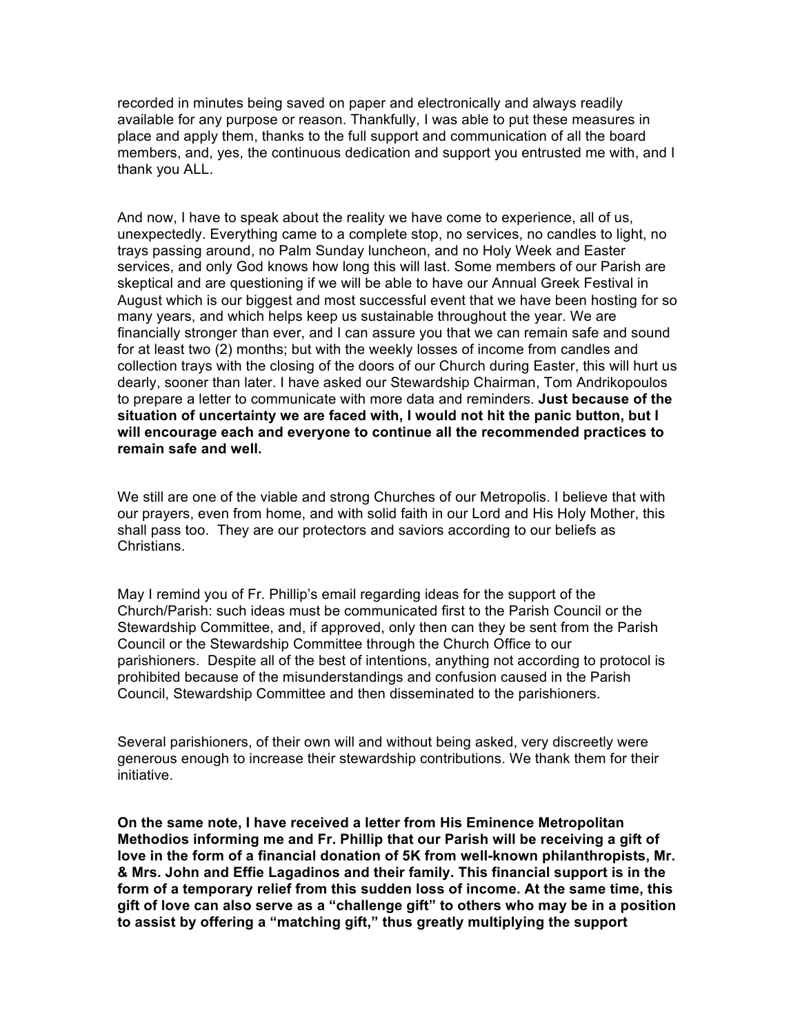recorded in minutes being saved on paper and electronically and always readily available for any purpose or reason. Thankfully, I was able to put these measures in place and apply them, thanks to the full support and communication of all the board members, and, yes, the continuous dedication and support you entrusted me with, and I thank you ALL.

And now, I have to speak about the reality we have come to experience, all of us, unexpectedly. Everything came to a complete stop, no services, no candles to light, no trays passing around, no Palm Sunday luncheon, and no Holy Week and Easter services, and only God knows how long this will last. Some members of our Parish are skeptical and are questioning if we will be able to have our Annual Greek Festival in August which is our biggest and most successful event that we have been hosting for so many years, and which helps keep us sustainable throughout the year. We are financially stronger than ever, and I can assure you that we can remain safe and sound for at least two (2) months; but with the weekly losses of income from candles and collection trays with the closing of the doors of our Church during Easter, this will hurt us dearly, sooner than later. I have asked our Stewardship Chairman, Tom Andrikopoulos to prepare a letter to communicate with more data and reminders. **Just because of the situation of uncertainty we are faced with, I would not hit the panic button, but I will encourage each and everyone to continue all the recommended practices to remain safe and well.**

We still are one of the viable and strong Churches of our Metropolis. I believe that with our prayers, even from home, and with solid faith in our Lord and His Holy Mother, this shall pass too. They are our protectors and saviors according to our beliefs as Christians.

May I remind you of Fr. Phillip's email regarding ideas for the support of the Church/Parish: such ideas must be communicated first to the Parish Council or the Stewardship Committee, and, if approved, only then can they be sent from the Parish Council or the Stewardship Committee through the Church Office to our parishioners. Despite all of the best of intentions, anything not according to protocol is prohibited because of the misunderstandings and confusion caused in the Parish Council, Stewardship Committee and then disseminated to the parishioners.

Several parishioners, of their own will and without being asked, very discreetly were generous enough to increase their stewardship contributions. We thank them for their initiative.

**On the same note, I have received a letter from His Eminence Metropolitan Methodios informing me and Fr. Phillip that our Parish will be receiving a gift of love in the form of a financial donation of 5K from well-known philanthropists, Mr. & Mrs. John and Effie Lagadinos and their family. This financial support is in the form of a temporary relief from this sudden loss of income. At the same time, this gift of love can also serve as a "challenge gift" to others who may be in a position to assist by offering a "matching gift," thus greatly multiplying the support**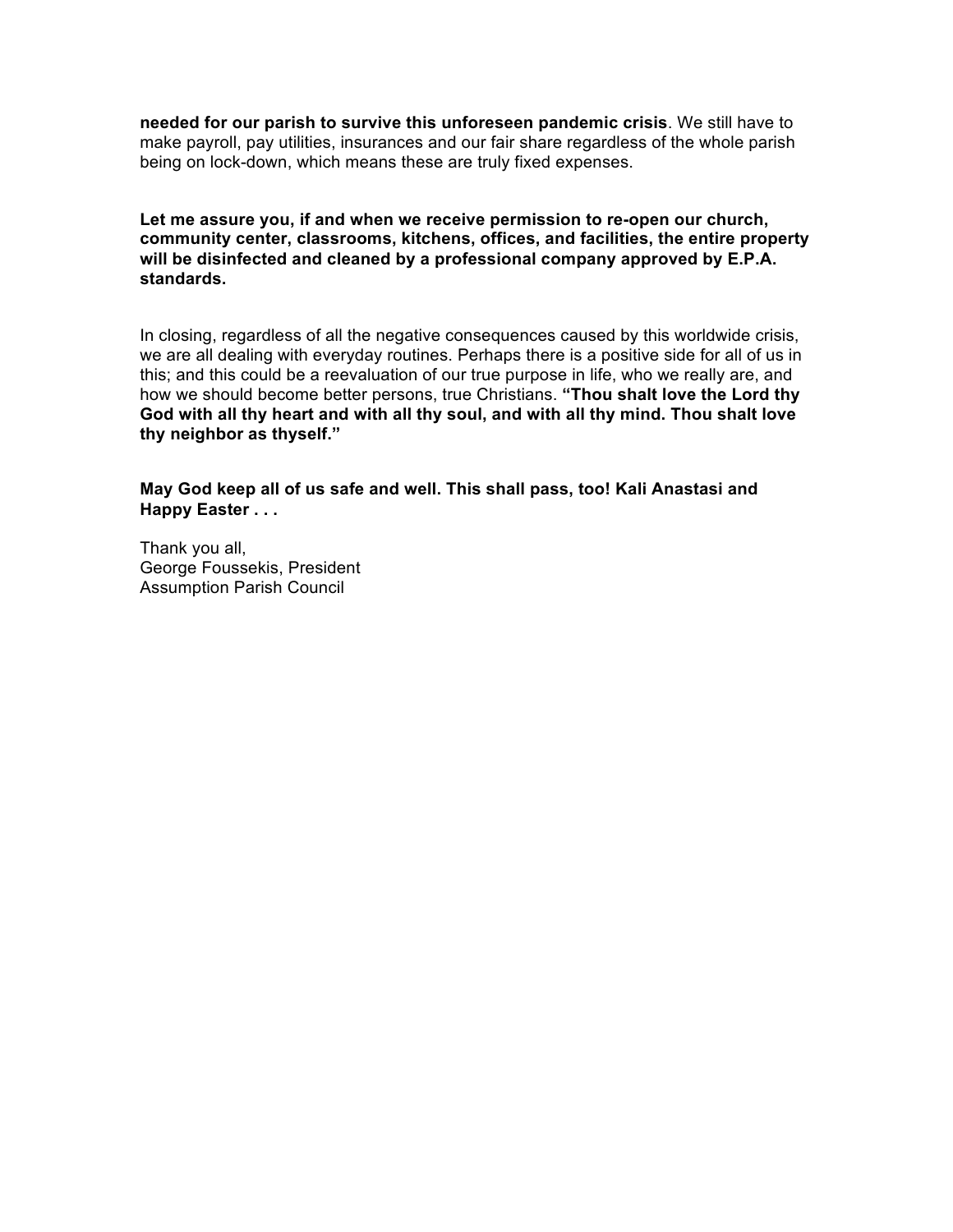**needed for our parish to survive this unforeseen pandemic crisis**. We still have to make payroll, pay utilities, insurances and our fair share regardless of the whole parish being on lock-down, which means these are truly fixed expenses.

**Let me assure you, if and when we receive permission to re-open our church, community center, classrooms, kitchens, offices, and facilities, the entire property will be disinfected and cleaned by a professional company approved by E.P.A. standards.**

In closing, regardless of all the negative consequences caused by this worldwide crisis, we are all dealing with everyday routines. Perhaps there is a positive side for all of us in this; and this could be a reevaluation of our true purpose in life, who we really are, and how we should become better persons, true Christians. **"Thou shalt love the Lord thy God with all thy heart and with all thy soul, and with all thy mind. Thou shalt love thy neighbor as thyself."**

**May God keep all of us safe and well. This shall pass, too! Kali Anastasi and Happy Easter . . .**

Thank you all,
George Foussekis, President
Assumption Parish Council